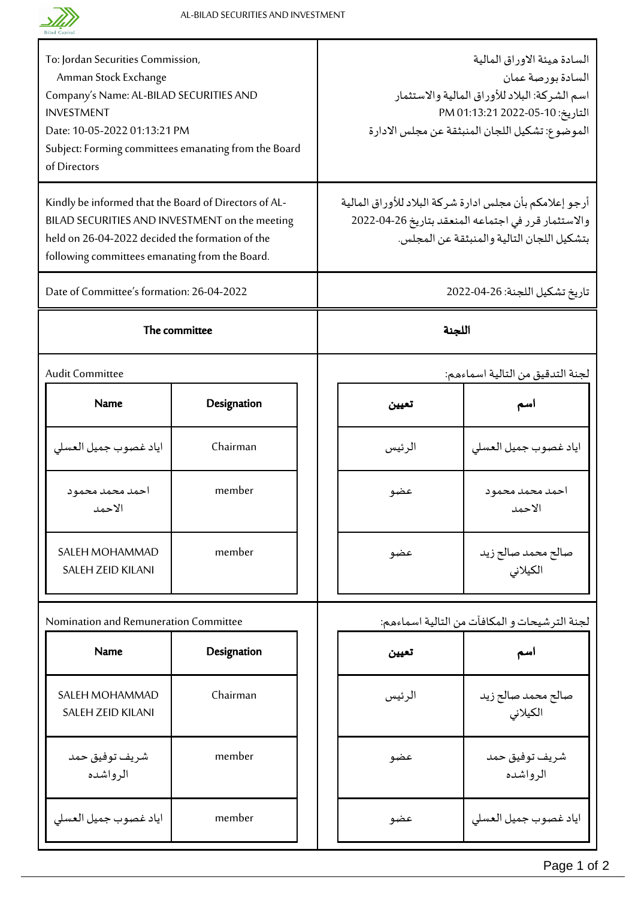To: Jordan Securities Commission,
Amman Stock Exchange
Company's Name: AL-BILAD SECURITIES AND INVESTMENT
Date: 10-05-2022 01:13:21 PM
Subject: Forming committees emanating from the Board of Directors

السادة هيئة الاوراق المالية
السادة بورصة عمان
اسم الشركة: البلاد للأوراق المالية والاستثمار
التاريخ: 10-05-2022 01:13:21 PM
الموضوع: تشكيل اللجان المنبثقة عن مجلس الادارة

Kindly be informed that the Board of Directors of AL-BILAD SECURITIES AND INVESTMENT on the meeting held on 26-04-2022 decided the formation of the following committees emanating from the Board.

أرجو إعلامكم بأن مجلس ادارة شركة البلاد للأوراق المالية والاستثمار قرر في اجتماعه المنعقد بتاريخ 26-04-2022 بتشكيل اللجان التالية والمنبثقة عن المجلس.

Date of Committee's formation: 26-04-2022

تاريخ تشكيل اللجنة: 26-04-2022

## The committee / اللجنة

Audit Committee

لجنة التدقيق من التالية اسماءهم:

| Name | Designation | تعيين | اسم |
|---|---|---|---|
| اياد غصوب جميل العسلي | Chairman | الرئيس | اياد غصوب جميل العسلي |
| احمد محمد محمود الاحمد | member | عضو | احمد محمد محمود الاحمد |
| SALEH MOHAMMAD SALEH ZEID KILANI | member | عضو | صالح محمد صالح زيد الكيلاني |

Nomination and Remuneration Committee

لجنة الترشيحات و المكافآت من التالية اسماءهم:

| Name | Designation | تعيين | اسم |
|---|---|---|---|
| SALEH MOHAMMAD SALEH ZEID KILANI | Chairman | الرئيس | صالح محمد صالح زيد الكيلاني |
| شريف توفيق حمد الرواشده | member | عضو | شريف توفيق حمد الرواشده |
| اياد غصوب جميل العسلي | member | عضو | اياد غصوب جميل العسلي |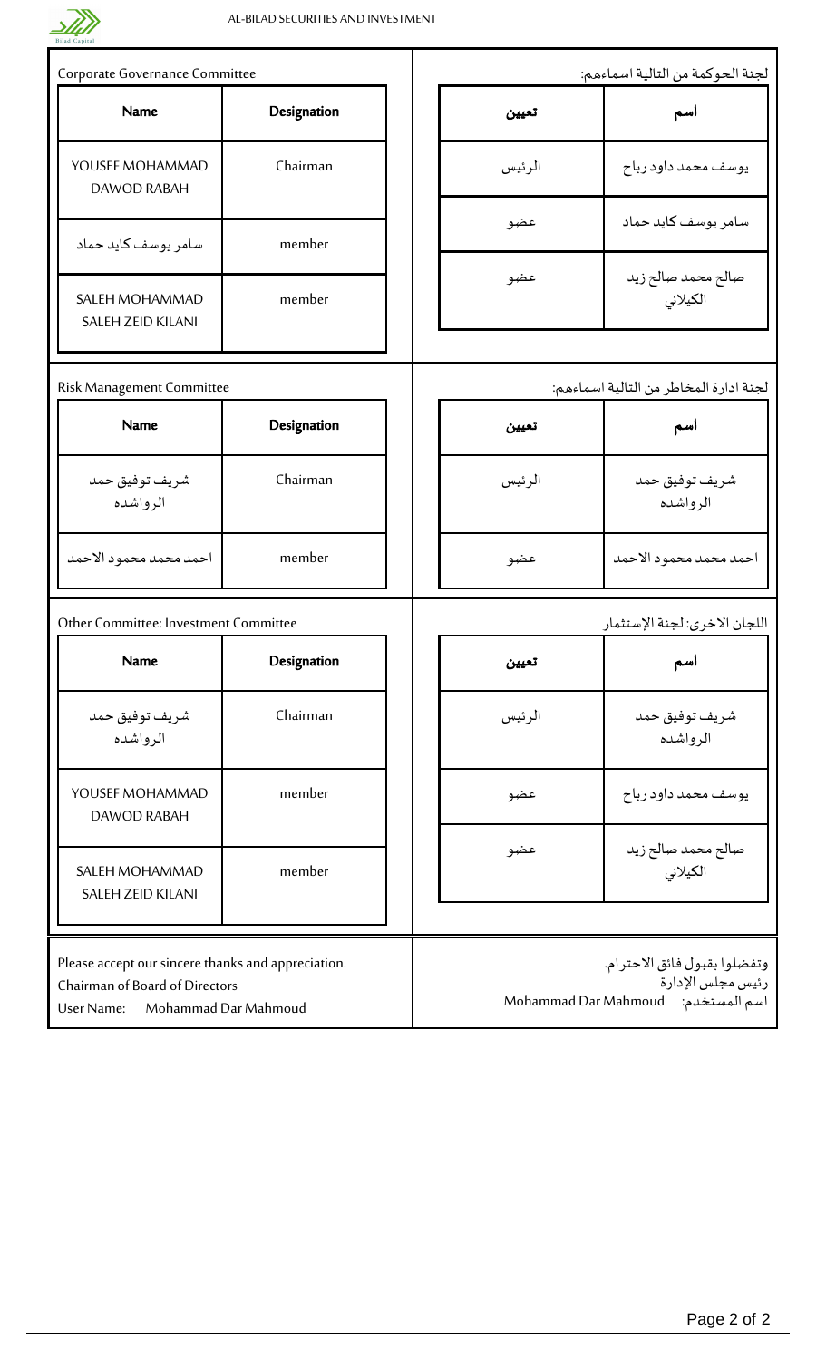Corporate Governance Committee

| Name | Designation |
| --- | --- |
| YOUSEF MOHAMMAD DAWOD RABAH | Chairman |
| سامر يوسف كايد حماد | member |
| SALEH MOHAMMAD SALEH ZEID KILANI | member |

لجنة الحوكمة من التالية اسماءهم:

| اسم | تعيين |
| --- | --- |
| يوسف محمد داود رباح | الرئيس |
| سامر يوسف كايد حماد | عضو |
| صالح محمد صالح زيد الكيلاني | عضو |

Risk Management Committee

| Name | Designation |
| --- | --- |
| شريف توفيق حمد الرواشده | Chairman |
| احمد محمد محمود الاحمد | member |

لجنة ادارة المخاطر من التالية اسماءهم:

| اسم | تعيين |
| --- | --- |
| شريف توفيق حمد الرواشده | الرئيس |
| احمد محمد محمود الاحمد | عضو |

Other Committee: Investment Committee

| Name | Designation |
| --- | --- |
| شريف توفيق حمد الرواشده | Chairman |
| YOUSEF MOHAMMAD DAWOD RABAH | member |
| SALEH MOHAMMAD SALEH ZEID KILANI | member |

اللجان الاخرى: لجنة الإستثمار

| اسم | تعيين |
| --- | --- |
| شريف توفيق حمد الرواشده | الرئيس |
| يوسف محمد داود رباح | عضو |
| صالح محمد صالح زيد الكيلاني | عضو |

Please accept our sincere thanks and appreciation.
Chairman of Board of Directors
User Name: Mohammad Dar Mahmoud

وتفضلوا بقبول فائق الاحترام.
رئيس مجلس الإدارة
اسم المستخدم: Mohammad Dar Mahmoud